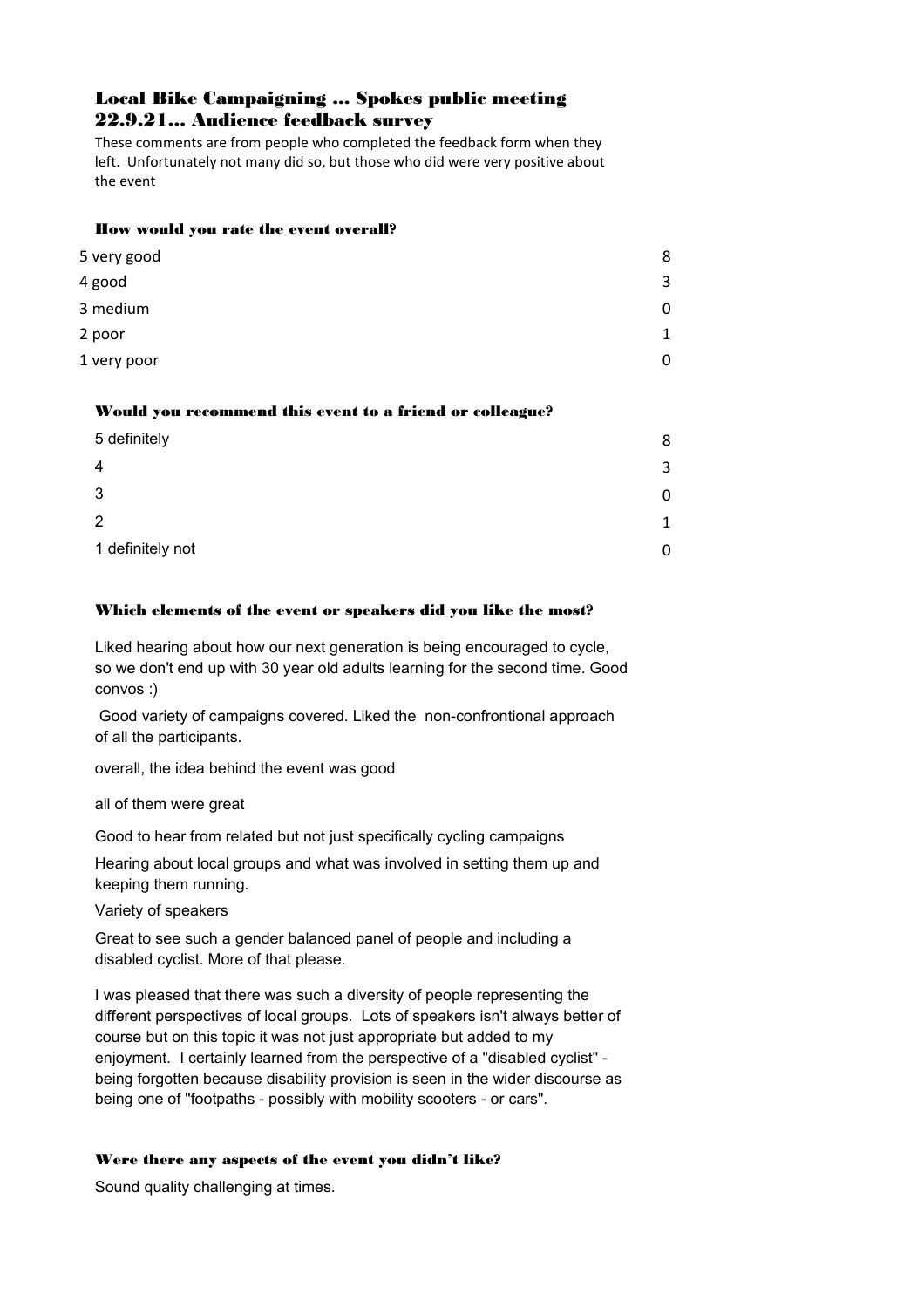# Local Bike Campaigning ... Spokes public meeting 22.9.21... Audience feedback survey

These comments are from people who completed the feedback form when they left. Unfortunately not many did so, but those who did were very positive about the event

### How would you rate the event overall?

| | |
|---|---|
| 5 very good | 8 |
| 4 good | 3 |
| 3 medium | 0 |
| 2 poor | 1 |
| 1 very poor | 0 |

### Would you recommend this event to a friend or colleague?

| | |
|---|---|
| 5 definitely | 8 |
| 4 | 3 |
| 3 | 0 |
| 2 | 1 |
| 1 definitely not | 0 |

### Which elements of the event or speakers did you like the most?

Liked hearing about how our next generation is being encouraged to cycle, so we don't end up with 30 year old adults learning for the second time. Good convos :)

Good variety of campaigns covered. Liked the non-confrontional approach of all the participants.

overall, the idea behind the event was good

all of them were great

Good to hear from related but not just specifically cycling campaigns

Hearing about local groups and what was involved in setting them up and keeping them running.

Variety of speakers

Great to see such a gender balanced panel of people and including a disabled cyclist. More of that please.

I was pleased that there was such a diversity of people representing the different perspectives of local groups. Lots of speakers isn't always better of course but on this topic it was not just appropriate but added to my enjoyment. I certainly learned from the perspective of a "disabled cyclist" - being forgotten because disability provision is seen in the wider discourse as being one of "footpaths - possibly with mobility scooters - or cars".

### Were there any aspects of the event you didn't like?

Sound quality challenging at times.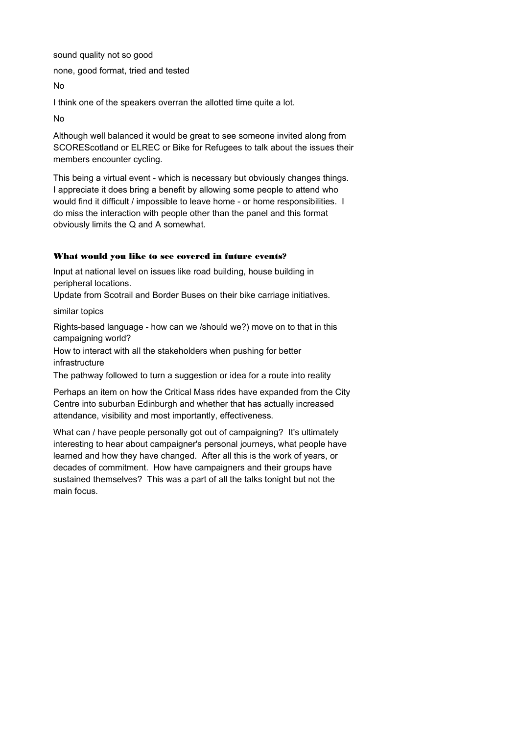sound quality not so good

none, good format, tried and tested

No

I think one of the speakers overran the allotted time quite a lot.

No

Although well balanced it would be great to see someone invited along from SCOREScotland or ELREC or Bike for Refugees to talk about the issues their members encounter cycling.

This being a virtual event - which is necessary but obviously changes things. I appreciate it does bring a benefit by allowing some people to attend who would find it difficult / impossible to leave home - or home responsibilities. I do miss the interaction with people other than the panel and this format obviously limits the Q and A somewhat.

### What would you like to see covered in future events?

Input at national level on issues like road building, house building in peripheral locations.
Update from Scotrail and Border Buses on their bike carriage initiatives.

similar topics

Rights-based language - how can we /should we?) move on to that in this campaigning world?
How to interact with all the stakeholders when pushing for better infrastructure
The pathway followed to turn a suggestion or idea for a route into reality

Perhaps an item on how the Critical Mass rides have expanded from the City Centre into suburban Edinburgh and whether that has actually increased attendance, visibility and most importantly, effectiveness.

What can / have people personally got out of campaigning? It's ultimately interesting to hear about campaigner's personal journeys, what people have learned and how they have changed. After all this is the work of years, or decades of commitment. How have campaigners and their groups have sustained themselves? This was a part of all the talks tonight but not the main focus.